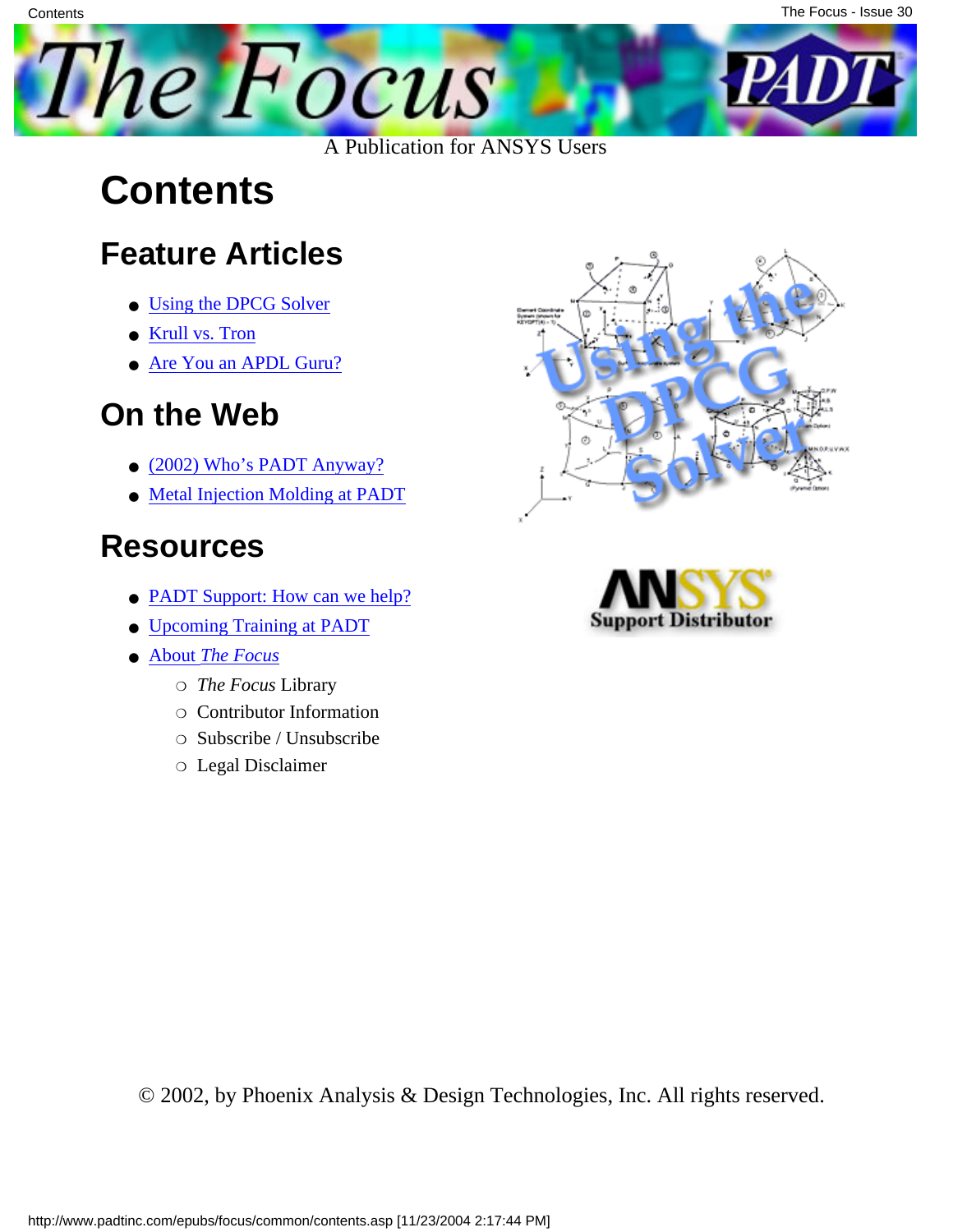A Publication for ANSYS Users

# Contents

## Feature Articles

- Using the DPCG Solver
- Krull vs. Tron
- Are You an APDL Guru?

## On the Web

- (2002) Who's PADT Anyway?
- Metal Injection Molding at PADT

## Resources

- PADT Support: How can we help?
- Upcoming Training at PADT
- About *The Focus*
    - *The Focus* Library
    - Contributor Information
    - Subscribe / Unsubscribe
    - Legal Disclaimer

© 2002, by Phoenix Analysis & Design Technologies, Inc. All rights reserved.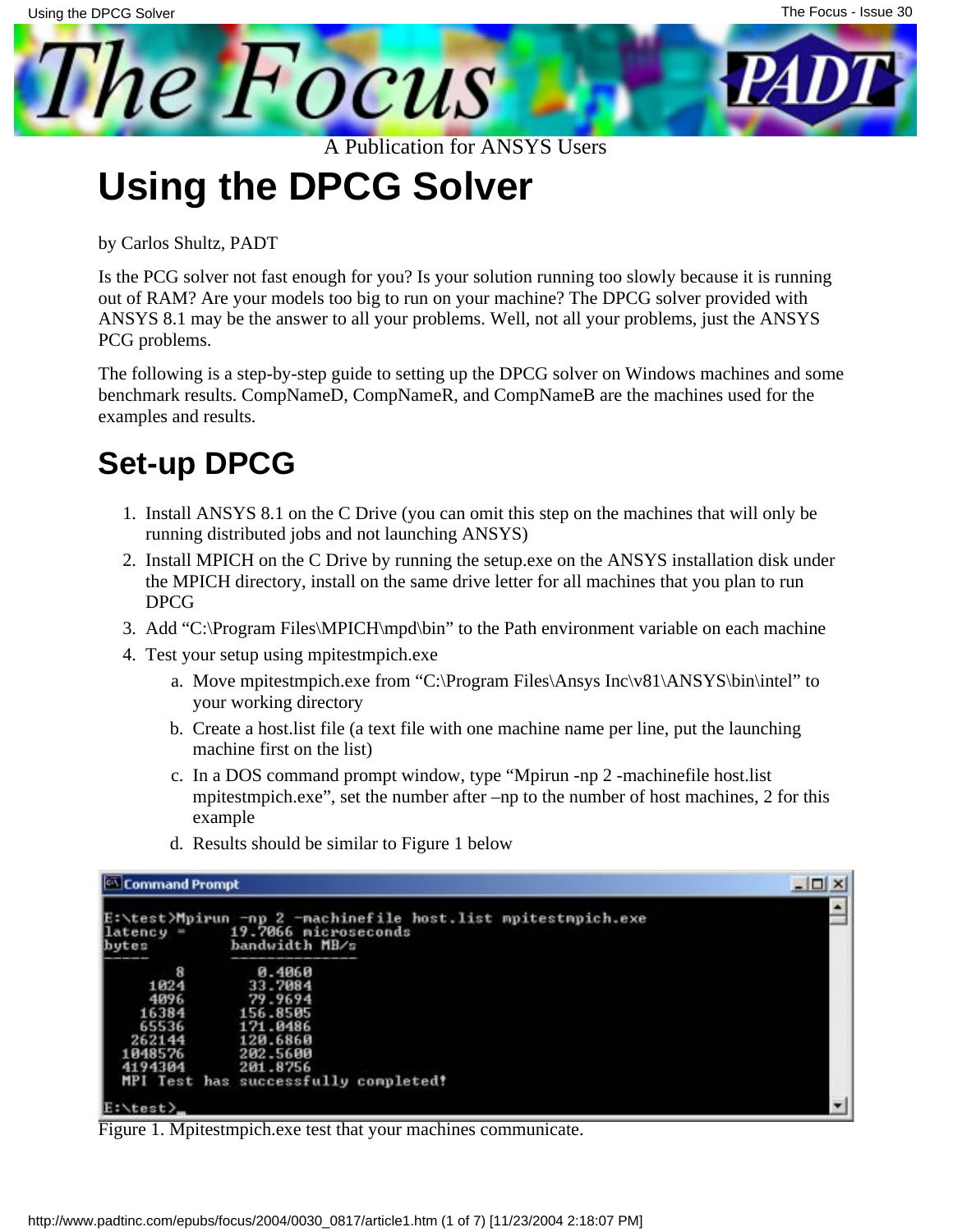# Using the DPCG Solver

by Carlos Shultz, PADT

Is the PCG solver not fast enough for you? Is your solution running too slowly because it is running out of RAM? Are your models too big to run on your machine? The DPCG solver provided with ANSYS 8.1 may be the answer to all your problems. Well, not all your problems, just the ANSYS PCG problems.

The following is a step-by-step guide to setting up the DPCG solver on Windows machines and some benchmark results. CompNameD, CompNameR, and CompNameB are the machines used for the examples and results.

## Set-up DPCG

1. Install ANSYS 8.1 on the C Drive (you can omit this step on the machines that will only be running distributed jobs and not launching ANSYS)
2. Install MPICH on the C Drive by running the setup.exe on the ANSYS installation disk under the MPICH directory, install on the same drive letter for all machines that you plan to run DPCG
3. Add "C:\Program Files\MPICH\mpd\bin" to the Path environment variable on each machine
4. Test your setup using mpitestmpich.exe
   a. Move mpitestmpich.exe from "C:\Program Files\Ansys Inc\v81\ANSYS\bin\intel" to your working directory
   b. Create a host.list file (a text file with one machine name per line, put the launching machine first on the list)
   c. In a DOS command prompt window, type "Mpirun -np 2 -machinefile host.list mpitestmpich.exe", set the number after –np to the number of host machines, 2 for this example
   d. Results should be similar to Figure 1 below

```
E:\test>Mpirun -np 2 -machinefile host.list mpitestmpich.exe
latency =      19.7066 microseconds
bytes          bandwidth MB/s
-----          --------------
      8          0.4060
   1024         33.7084
   4096         79.9694
  16384        156.8505
  65536        171.0486
 262144        120.6860
1048576        202.5600
4194304        201.8756
  MPI Test has successfully completed!

E:\test>
```

Figure 1. Mpitestmpich.exe test that your machines communicate.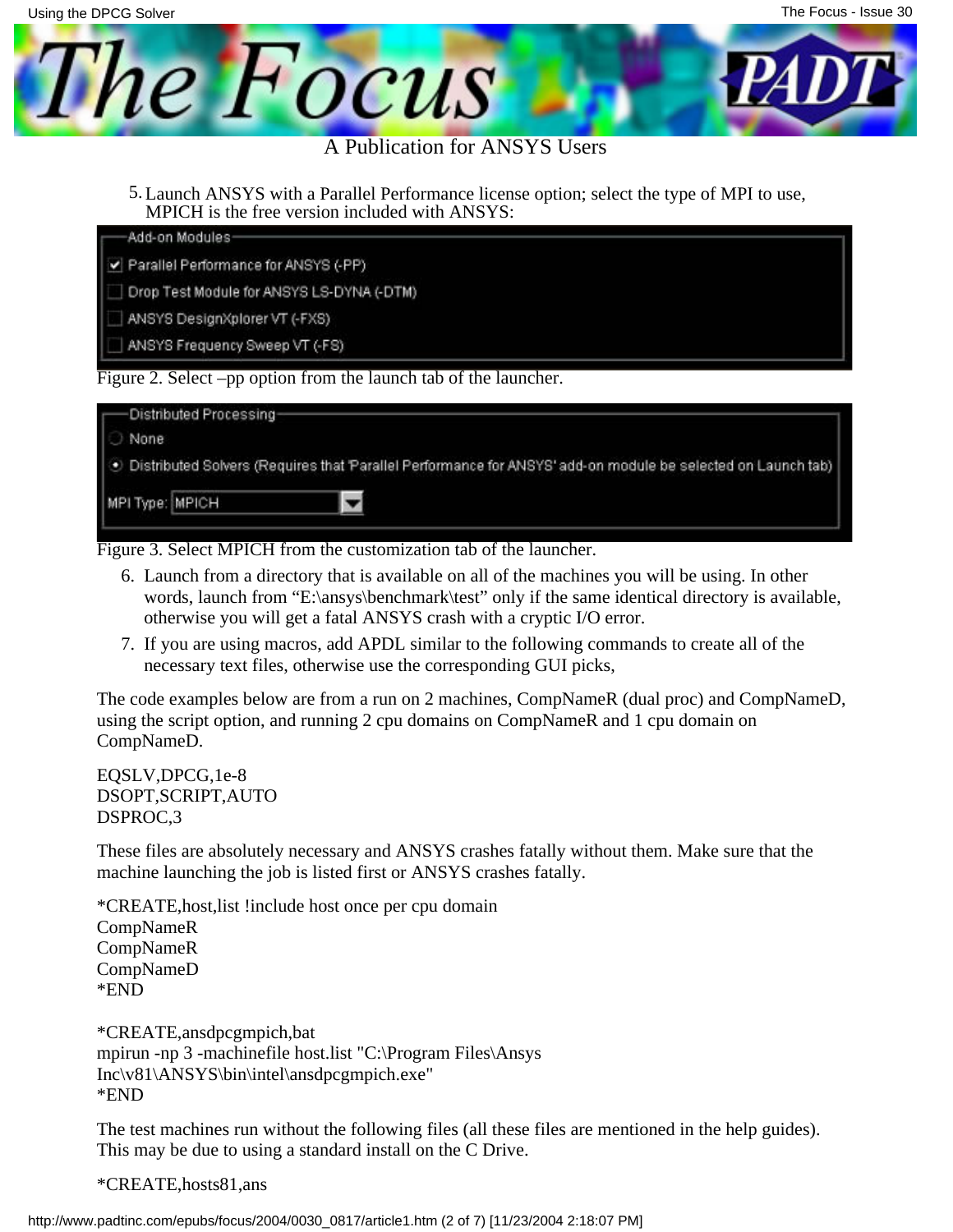5. Launch ANSYS with a Parallel Performance license option; select the type of MPI to use, MPICH is the free version included with ANSYS:

Figure 2. Select –pp option from the launch tab of the launcher.

Figure 3. Select MPICH from the customization tab of the launcher.

6. Launch from a directory that is available on all of the machines you will be using. In other words, launch from "E:\ansys\benchmark\test" only if the same identical directory is available, otherwise you will get a fatal ANSYS crash with a cryptic I/O error.
7. If you are using macros, add APDL similar to the following commands to create all of the necessary text files, otherwise use the corresponding GUI picks,

The code examples below are from a run on 2 machines, CompNameR (dual proc) and CompNameD, using the script option, and running 2 cpu domains on CompNameR and 1 cpu domain on CompNameD.

```
EQSLV,DPCG,1e-8
DSOPT,SCRIPT,AUTO
DSPROC,3
```

These files are absolutely necessary and ANSYS crashes fatally without them. Make sure that the machine launching the job is listed first or ANSYS crashes fatally.

```
*CREATE,host,list !include host once per cpu domain
CompNameR
CompNameR
CompNameD
*END
```

```
*CREATE,ansdpcgmpich,bat
mpirun -np 3 -machinefile host.list "C:\Program Files\Ansys
Inc\v81\ANSYS\bin\intel\ansdpcgmpich.exe"
*END
```

The test machines run without the following files (all these files are mentioned in the help guides). This may be due to using a standard install on the C Drive.

```
*CREATE,hosts81,ans
```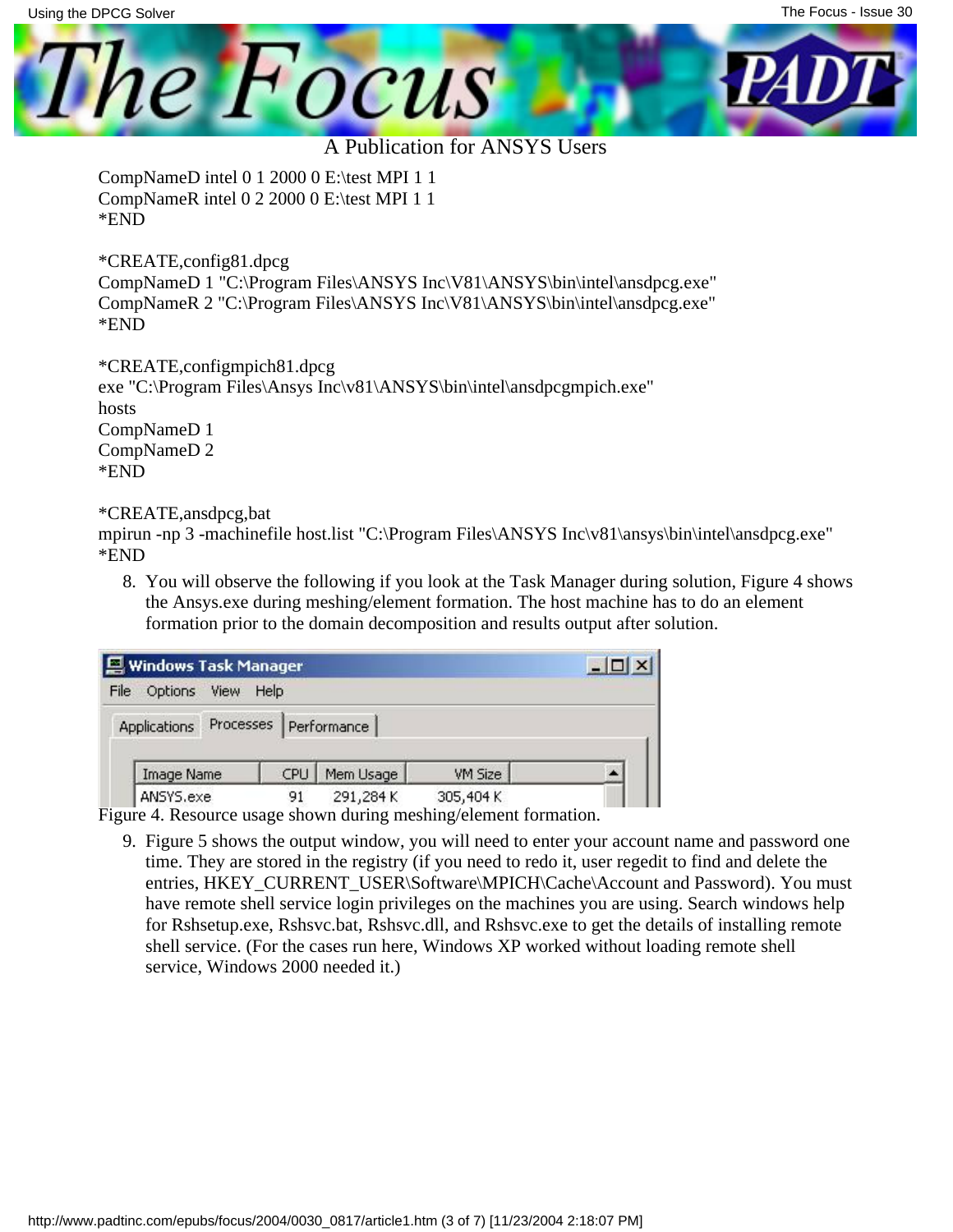```
CompNameD intel 0 1 2000 0 E:\test MPI 1 1
CompNameR intel 0 2 2000 0 E:\test MPI 1 1
*END

*CREATE,config81.dpcg
CompNameD 1 "C:\Program Files\ANSYS Inc\V81\ANSYS\bin\intel\ansdpcg.exe"
CompNameR 2 "C:\Program Files\ANSYS Inc\V81\ANSYS\bin\intel\ansdpcg.exe"
*END

*CREATE,configmpich81.dpcg
exe "C:\Program Files\Ansys Inc\v81\ANSYS\bin\intel\ansdpcgmpich.exe"
hosts
CompNameD 1
CompNameD 2
*END

*CREATE,ansdpcg,bat
mpirun -np 3 -machinefile host.list "C:\Program Files\ANSYS Inc\v81\ansys\bin\intel\ansdpcg.exe"
*END
```

8. You will observe the following if you look at the Task Manager during solution, Figure 4 shows the Ansys.exe during meshing/element formation. The host machine has to do an element formation prior to the domain decomposition and results output after solution.

| Image Name | CPU | Mem Usage | VM Size |
|---|---|---|---|
| ANSYS.exe | 91 | 291,284 K | 305,404 K |

Figure 4. Resource usage shown during meshing/element formation.

9. Figure 5 shows the output window, you will need to enter your account name and password one time. They are stored in the registry (if you need to redo it, user regedit to find and delete the entries, HKEY_CURRENT_USER\Software\MPICH\Cache\Account and Password). You must have remote shell service login privileges on the machines you are using. Search windows help for Rshsetup.exe, Rshsvc.bat, Rshsvc.dll, and Rshsvc.exe to get the details of installing remote shell service. (For the cases run here, Windows XP worked without loading remote shell service, Windows 2000 needed it.)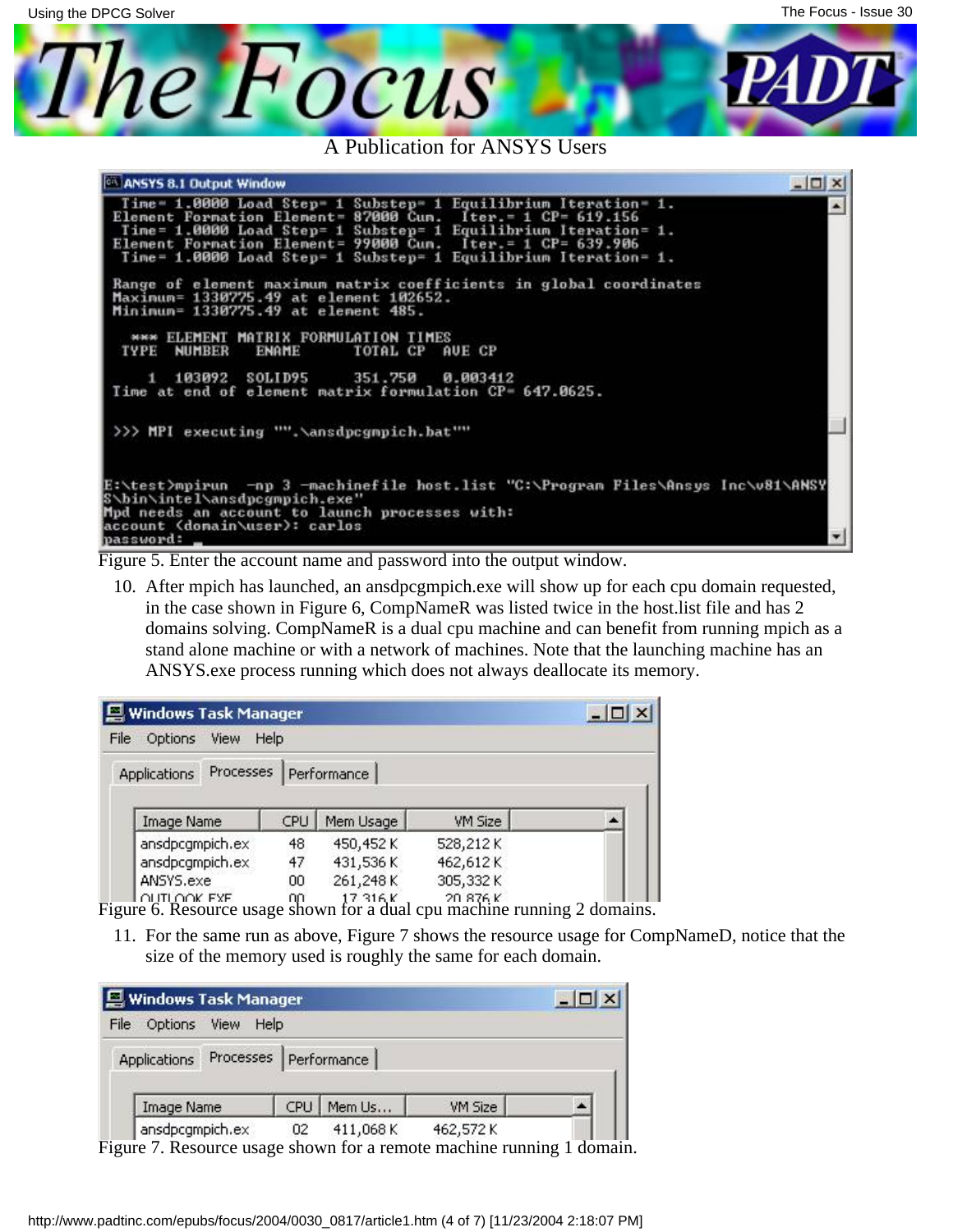```
ANSYS 8.1 Output Window
 Time= 1.0000 Load Step= 1 Substep= 1 Equilibrium Iteration= 1.
Element Formation Element= 87000 Cum.  Iter.= 1 CP= 619.156
 Time= 1.0000 Load Step= 1 Substep= 1 Equilibrium Iteration= 1.
Element Formation Element= 99000 Cum.  Iter.= 1 CP= 639.906
 Time= 1.0000 Load Step= 1 Substep= 1 Equilibrium Iteration= 1.

Range of element maximum matrix coefficients in global coordinates
Maximum= 1330775.49 at element 102652.
Minimum= 1330775.49 at element 485.

  *** ELEMENT MATRIX FORMULATION TIMES
 TYPE  NUMBER   ENAME      TOTAL CP  AVE CP

    1  103092  SOLID95     351.750   0.003412
Time at end of element matrix formulation CP= 647.0625.

>>> MPI executing "".\ansdpcgmpich.bat""


E:\test>mpirun  -np 3 -machinefile host.list "C:\Program Files\Ansys Inc\v81\ANSY
S\bin\intel\ansdpcgmpich.exe"
Mpd needs an account to launch processes with:
account (domain\user): carlos
password:
```

Figure 5. Enter the account name and password into the output window.

10. After mpich has launched, an ansdpcgmpich.exe will show up for each cpu domain requested, in the case shown in Figure 6, CompNameR was listed twice in the host.list file and has 2 domains solving. CompNameR is a dual cpu machine and can benefit from running mpich as a stand alone machine or with a network of machines. Note that the launching machine has an ANSYS.exe process running which does not always deallocate its memory.

Windows Task Manager

| Image Name | CPU | Mem Usage | VM Size |
|---|---|---|---|
| ansdpcgmpich.ex | 48 | 450,452 K | 528,212 K |
| ansdpcgmpich.ex | 47 | 431,536 K | 462,612 K |
| ANSYS.exe | 00 | 261,248 K | 305,332 K |
| OUTLOOK.EXE | 00 | 17,316 K | 20,876 K |

Figure 6. Resource usage shown for a dual cpu machine running 2 domains.

11. For the same run as above, Figure 7 shows the resource usage for CompNameD, notice that the size of the memory used is roughly the same for each domain.

Windows Task Manager

| Image Name | CPU | Mem Us... | VM Size |
|---|---|---|---|
| ansdpcgmpich.ex | 02 | 411,068 K | 462,572 K |

Figure 7. Resource usage shown for a remote machine running 1 domain.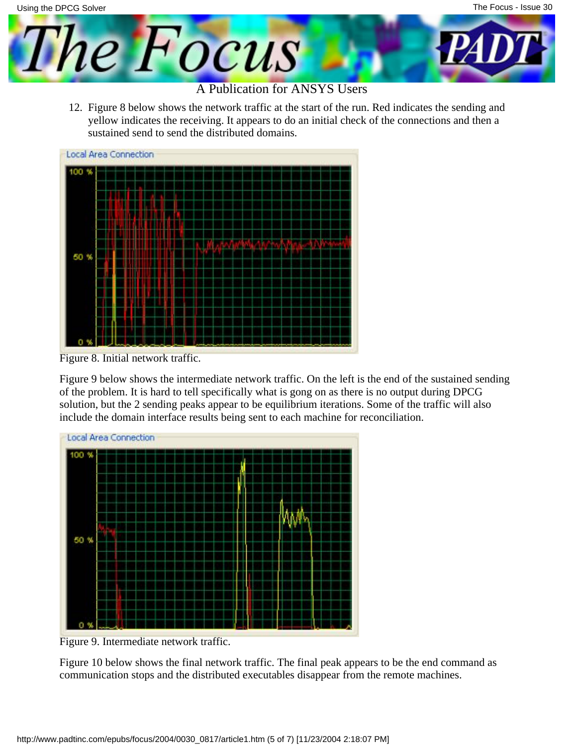12. Figure 8 below shows the network traffic at the start of the run. Red indicates the sending and yellow indicates the receiving. It appears to do an initial check of the connections and then a sustained send to send the distributed domains.

Figure 8. Initial network traffic.

Figure 9 below shows the intermediate network traffic. On the left is the end of the sustained sending of the problem. It is hard to tell specifically what is gong on as there is no output during DPCG solution, but the 2 sending peaks appear to be equilibrium iterations. Some of the traffic will also include the domain interface results being sent to each machine for reconciliation.

Figure 9. Intermediate network traffic.

Figure 10 below shows the final network traffic. The final peak appears to be the end command as communication stops and the distributed executables disappear from the remote machines.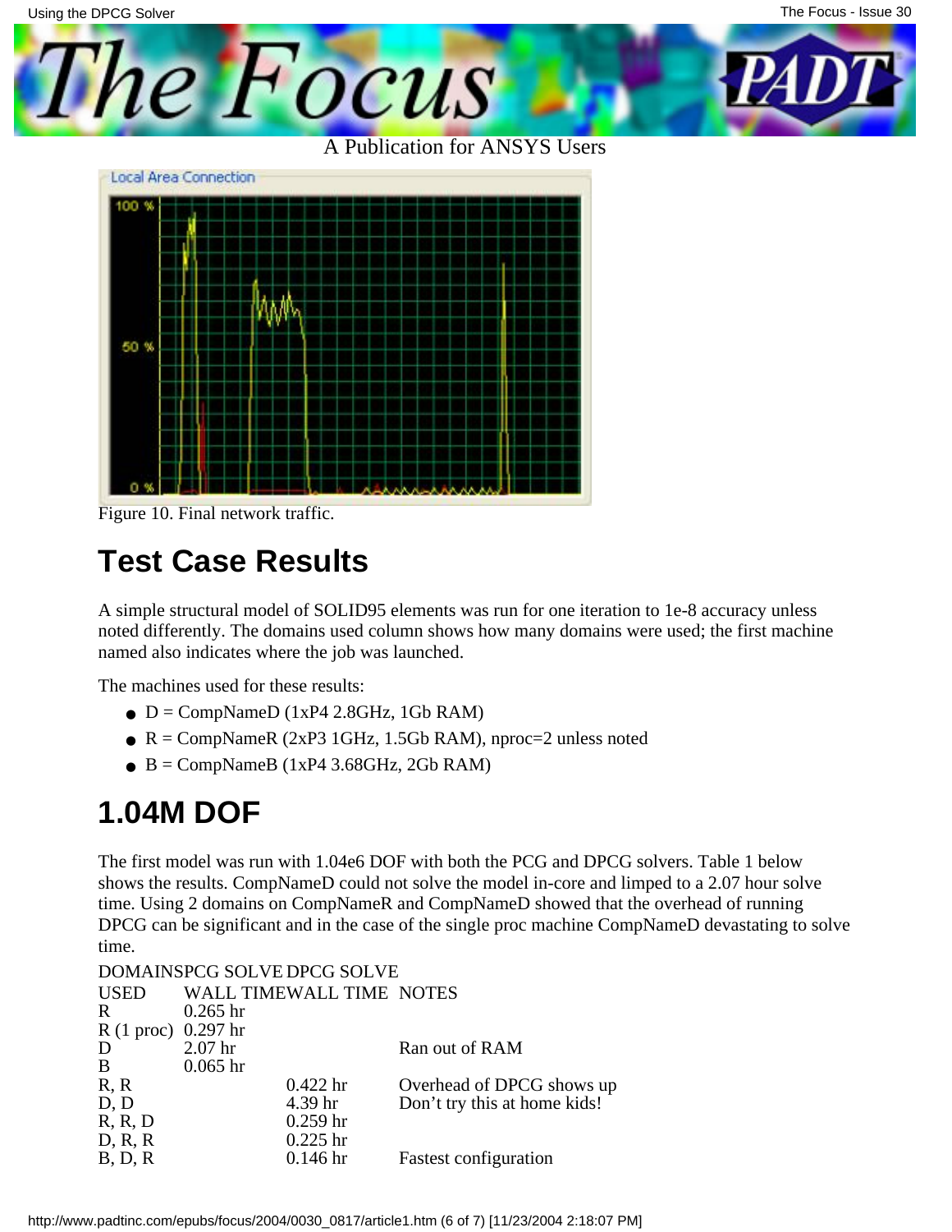Figure 10. Final network traffic.

## Test Case Results

A simple structural model of SOLID95 elements was run for one iteration to 1e-8 accuracy unless noted differently. The domains used column shows how many domains were used; the first machine named also indicates where the job was launched.

The machines used for these results:

- D = CompNameD (1xP4 2.8GHz, 1Gb RAM)
- R = CompNameR (2xP3 1GHz, 1.5Gb RAM), nproc=2 unless noted
- B = CompNameB (1xP4 3.68GHz, 2Gb RAM)

## 1.04M DOF

The first model was run with 1.04e6 DOF with both the PCG and DPCG solvers. Table 1 below shows the results. CompNameD could not solve the model in-core and limped to a 2.07 hour solve time. Using 2 domains on CompNameR and CompNameD showed that the overhead of running DPCG can be significant and in the case of the single proc machine CompNameD devastating to solve time.

| DOMAINS USED | PCG SOLVE WALL TIME | DPCG SOLVE WALL TIME | NOTES |
|---|---|---|---|
| R | 0.265 hr | | |
| R (1 proc) | 0.297 hr | | |
| D | 2.07 hr | | Ran out of RAM |
| B | 0.065 hr | | |
| R, R | | 0.422 hr | Overhead of DPCG shows up |
| D, D | | 4.39 hr | Don’t try this at home kids! |
| R, R, D | | 0.259 hr | |
| D, R, R | | 0.225 hr | |
| B, D, R | | 0.146 hr | Fastest configuration |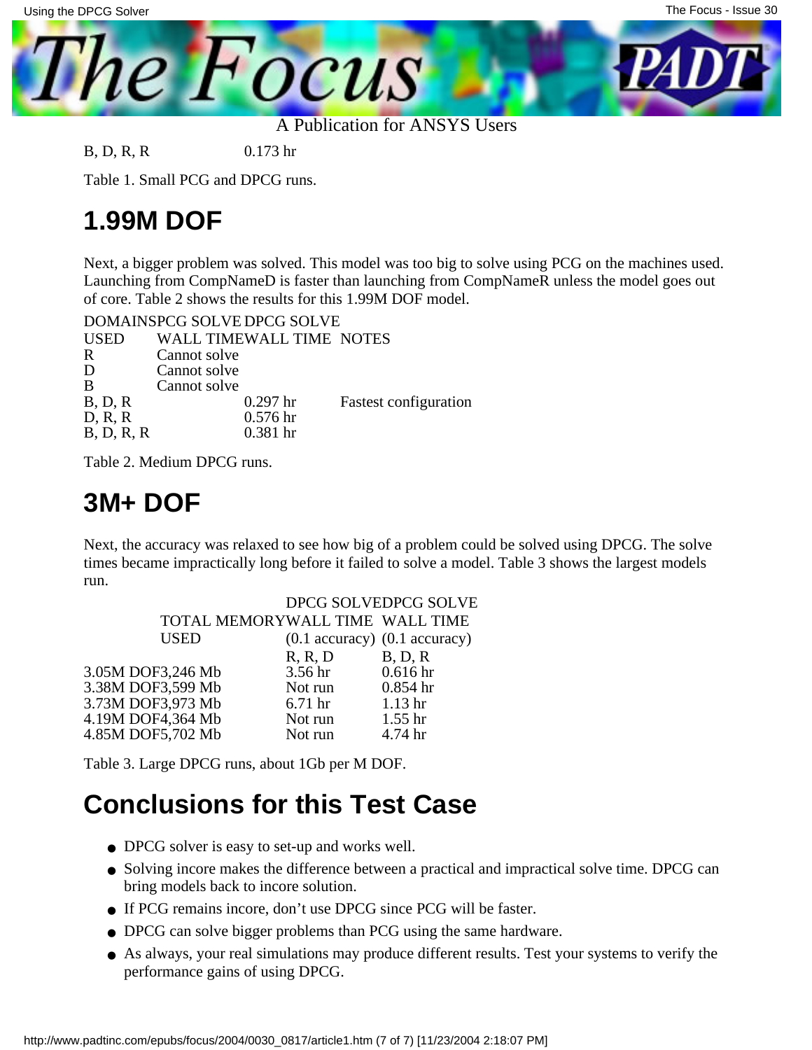| B, D, R, R | | 0.173 hr | |
|---|---|---|---|

Table 1. Small PCG and DPCG runs.

## 1.99M DOF

Next, a bigger problem was solved. This model was too big to solve using PCG on the machines used. Launching from CompNameD is faster than launching from CompNameR unless the model goes out of core. Table 2 shows the results for this 1.99M DOF model.

| DOMAINS USED | PCG SOLVE WALL TIME | DPCG SOLVE WALL TIME | NOTES |
|---|---|---|---|
| R | Cannot solve | | |
| D | Cannot solve | | |
| B | Cannot solve | | |
| B, D, R | | 0.297 hr | Fastest configuration |
| D, R, R | | 0.576 hr | |
| B, D, R, R | | 0.381 hr | |

Table 2. Medium DPCG runs.

## 3M+ DOF

Next, the accuracy was relaxed to see how big of a problem could be solved using DPCG. The solve times became impractically long before it failed to solve a model. Table 3 shows the largest models run.

| | TOTAL MEMORY USED | DPCG SOLVE WALL TIME (0.1 accuracy) | DPCG SOLVE WALL TIME (0.1 accuracy) |
|---|---|---|---|
| | | R, R, D | B, D, R |
| 3.05M DOF | 3,246 Mb | 3.56 hr | 0.616 hr |
| 3.38M DOF | 3,599 Mb | Not run | 0.854 hr |
| 3.73M DOF | 3,973 Mb | 6.71 hr | 1.13 hr |
| 4.19M DOF | 4,364 Mb | Not run | 1.55 hr |
| 4.85M DOF | 5,702 Mb | Not run | 4.74 hr |

Table 3. Large DPCG runs, about 1Gb per M DOF.

## Conclusions for this Test Case

- DPCG solver is easy to set-up and works well.
- Solving incore makes the difference between a practical and impractical solve time. DPCG can bring models back to incore solution.
- If PCG remains incore, don't use DPCG since PCG will be faster.
- DPCG can solve bigger problems than PCG using the same hardware.
- As always, your real simulations may produce different results. Test your systems to verify the performance gains of using DPCG.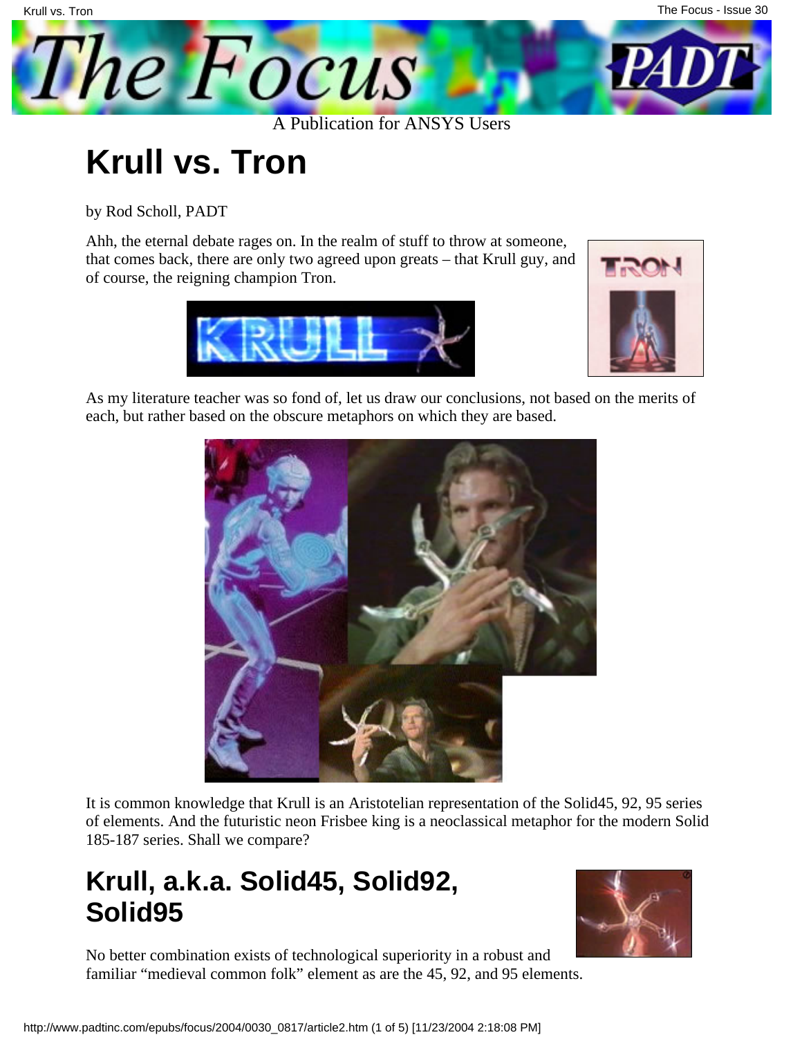# Krull vs. Tron

by Rod Scholl, PADT

Ahh, the eternal debate rages on. In the realm of stuff to throw at someone, that comes back, there are only two agreed upon greats – that Krull guy, and of course, the reigning champion Tron.

As my literature teacher was so fond of, let us draw our conclusions, not based on the merits of each, but rather based on the obscure metaphors on which they are based.

It is common knowledge that Krull is an Aristotelian representation of the Solid45, 92, 95 series of elements. And the futuristic neon Frisbee king is a neoclassical metaphor for the modern Solid 185-187 series. Shall we compare?

## Krull, a.k.a. Solid45, Solid92, Solid95

No better combination exists of technological superiority in a robust and familiar "medieval common folk" element as are the 45, 92, and 95 elements.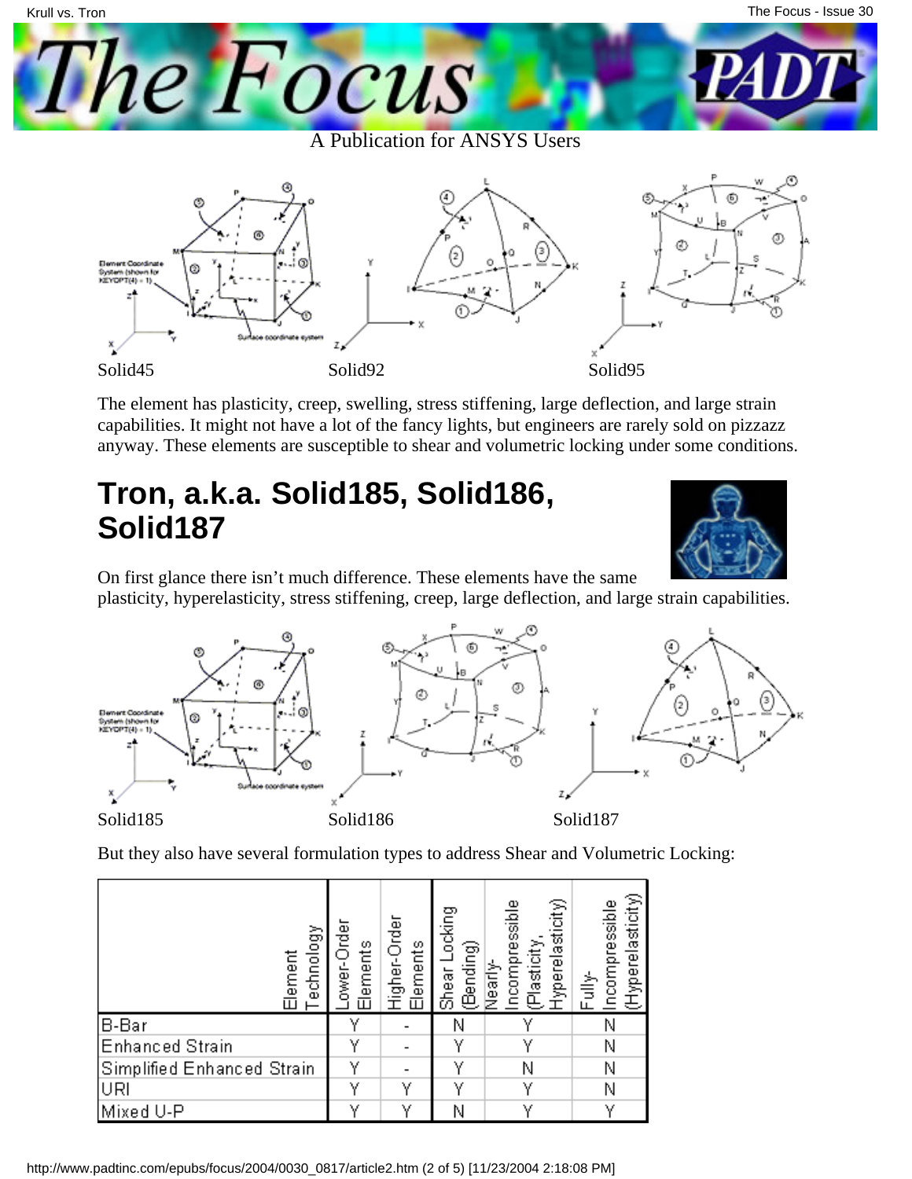Solid45 Solid92 Solid95

The element has plasticity, creep, swelling, stress stiffening, large deflection, and large strain capabilities. It might not have a lot of the fancy lights, but engineers are rarely sold on pizzazz anyway. These elements are susceptible to shear and volumetric locking under some conditions.

## Tron, a.k.a. Solid185, Solid186, Solid187

On first glance there isn't much difference. These elements have the same plasticity, hyperelasticity, stress stiffening, creep, large deflection, and large strain capabilities.

Solid185 Solid186 Solid187

But they also have several formulation types to address Shear and Volumetric Locking:

| Element Technology | Lower-Order Elements | Higher-Order Elements | Shear Locking (Bending) | Nearly-Incompressible (Plasticity, Hyperelasticity) | Fully-Incompressible (Hyperelasticity) |
|---|---|---|---|---|---|
| B-Bar | Y | - | N | Y | N |
| Enhanced Strain | Y | - | Y | Y | N |
| Simplified Enhanced Strain | Y | - | Y | N | N |
| URI | Y | Y | Y | Y | N |
| Mixed U-P | Y | Y | N | Y | Y |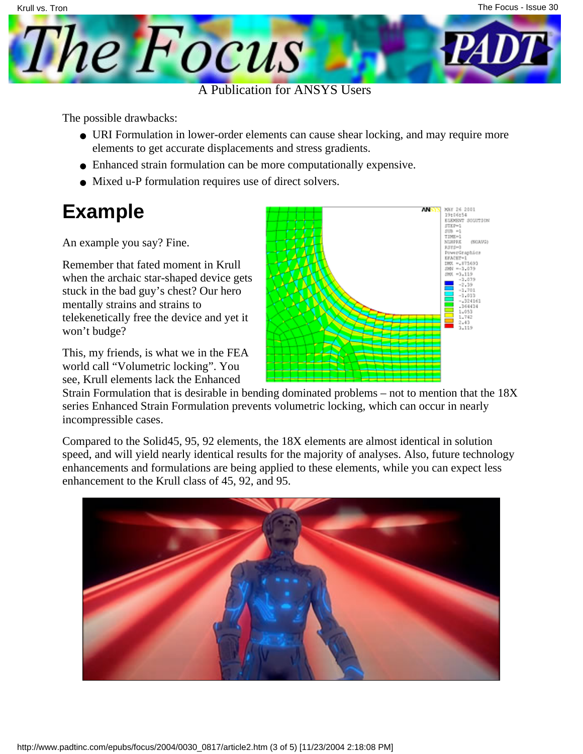The possible drawbacks:

- URI Formulation in lower-order elements can cause shear locking, and may require more elements to get accurate displacements and stress gradients.
- Enhanced strain formulation can be more computationally expensive.
- Mixed u-P formulation requires use of direct solvers.

## Example

An example you say? Fine.

Remember that fated moment in Krull when the archaic star-shaped device gets stuck in the bad guy's chest? Our hero mentally strains and strains to telekenetically free the device and yet it won't budge?

This, my friends, is what we in the FEA world call "Volumetric locking". You see, Krull elements lack the Enhanced Strain Formulation that is desirable in bending dominated problems – not to mention that the 18X series Enhanced Strain Formulation prevents volumetric locking, which can occur in nearly incompressible cases.

Compared to the Solid45, 95, 92 elements, the 18X elements are almost identical in solution speed, and will yield nearly identical results for the majority of analyses. Also, future technology enhancements and formulations are being applied to these elements, while you can expect less enhancement to the Krull class of 45, 92, and 95.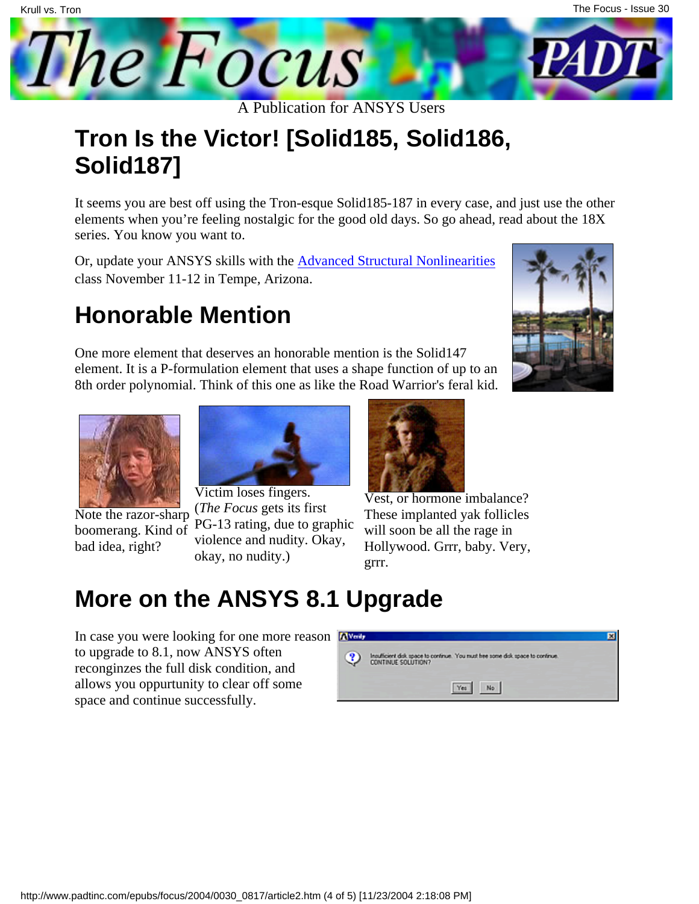A Publication for ANSYS Users

# Tron Is the Victor! [Solid185, Solid186, Solid187]

It seems you are best off using the Tron-esque Solid185-187 in every case, and just use the other elements when you're feeling nostalgic for the good old days. So go ahead, read about the 18X series. You know you want to.

Or, update your ANSYS skills with the Advanced Structural Nonlinearities class November 11-12 in Tempe, Arizona.

## Honorable Mention

One more element that deserves an honorable mention is the Solid147 element. It is a P-formulation element that uses a shape function of up to an 8th order polynomial. Think of this one as like the Road Warrior's feral kid.

Note the razor-sharp boomerang. Kind of bad idea, right?

Victim loses fingers. (*The Focus* gets its first PG-13 rating, due to graphic violence and nudity. Okay, okay, no nudity.)

Vest, or hormone imbalance? These implanted yak follicles will soon be all the rage in Hollywood. Grrr, baby. Very, grrr.

# More on the ANSYS 8.1 Upgrade

In case you were looking for one more reason to upgrade to 8.1, now ANSYS often reconginzes the full disk condition, and allows you oppurtunity to clear off some space and continue successfully.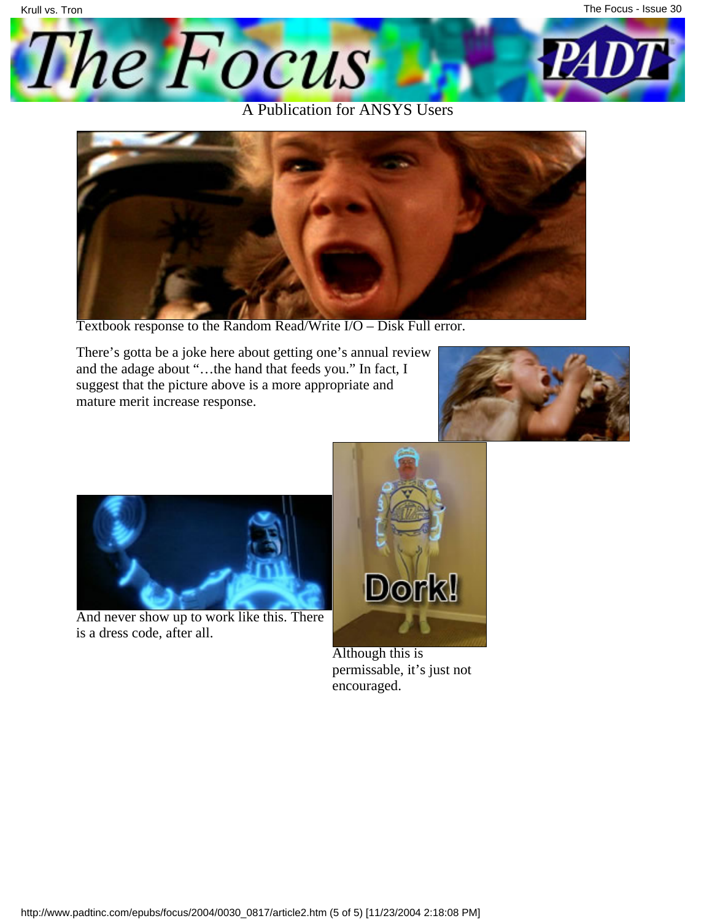Textbook response to the Random Read/Write I/O – Disk Full error.

There's gotta be a joke here about getting one's annual review and the adage about "…the hand that feeds you." In fact, I suggest that the picture above is a more appropriate and mature merit increase response.

And never show up to work like this. There is a dress code, after all.

Although this is permissable, it's just not encouraged.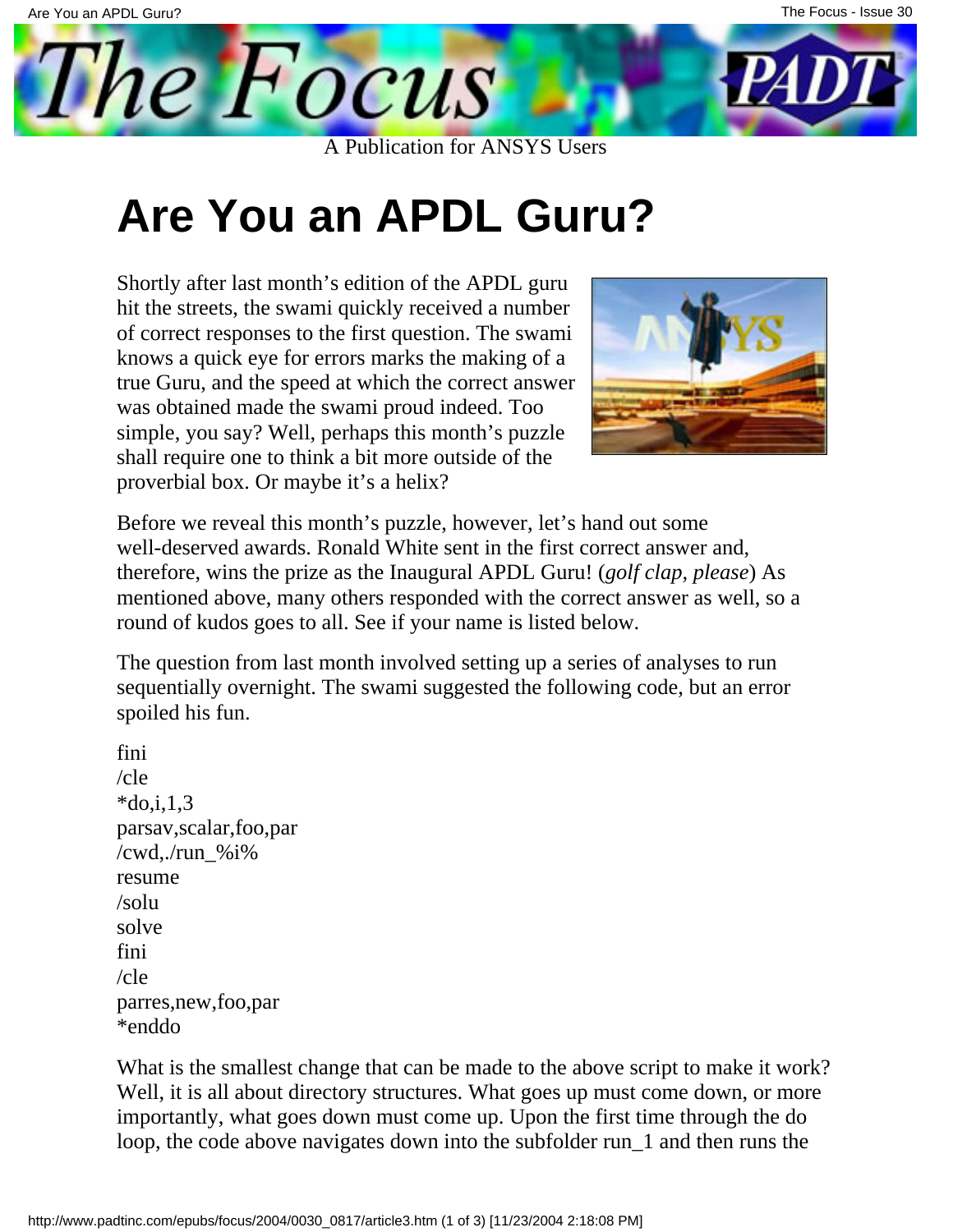A Publication for ANSYS Users

# Are You an APDL Guru?

Shortly after last month's edition of the APDL guru hit the streets, the swami quickly received a number of correct responses to the first question. The swami knows a quick eye for errors marks the making of a true Guru, and the speed at which the correct answer was obtained made the swami proud indeed. Too simple, you say? Well, perhaps this month's puzzle shall require one to think a bit more outside of the proverbial box. Or maybe it's a helix?

Before we reveal this month's puzzle, however, let's hand out some well-deserved awards. Ronald White sent in the first correct answer and, therefore, wins the prize as the Inaugural APDL Guru! (*golf clap, please*) As mentioned above, many others responded with the correct answer as well, so a round of kudos goes to all. See if your name is listed below.

The question from last month involved setting up a series of analyses to run sequentially overnight. The swami suggested the following code, but an error spoiled his fun.

```
fini
/cle
*do,i,1,3
parsav,scalar,foo,par
/cwd,./run_%i%
resume
/solu
solve
fini
/cle
parres,new,foo,par
*enddo
```

What is the smallest change that can be made to the above script to make it work? Well, it is all about directory structures. What goes up must come down, or more importantly, what goes down must come up. Upon the first time through the do loop, the code above navigates down into the subfolder run_1 and then runs the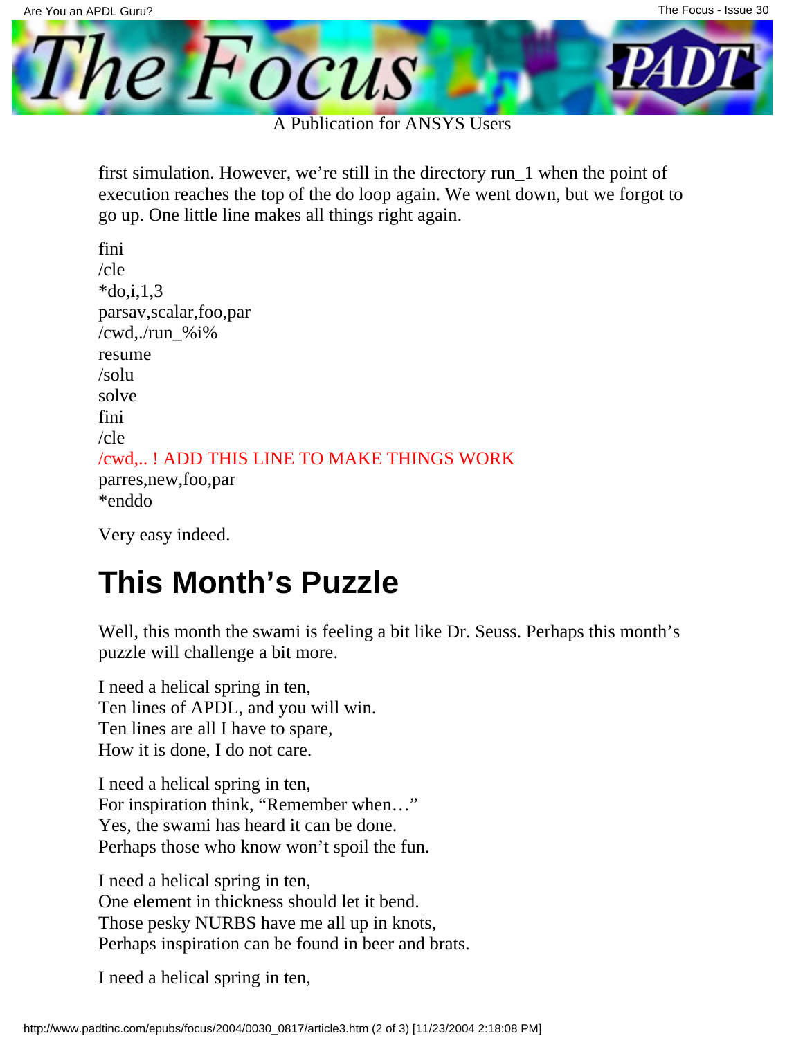first simulation. However, we're still in the directory run_1 when the point of execution reaches the top of the do loop again. We went down, but we forgot to go up. One little line makes all things right again.

```
fini
/cle
*do,i,1,3
parsav,scalar,foo,par
/cwd,./run_%i%
resume
/solu
solve
fini
/cle
/cwd,.. ! ADD THIS LINE TO MAKE THINGS WORK
parres,new,foo,par
*enddo
```

Very easy indeed.

# This Month's Puzzle

Well, this month the swami is feeling a bit like Dr. Seuss. Perhaps this month's puzzle will challenge a bit more.

I need a helical spring in ten,
Ten lines of APDL, and you will win.
Ten lines are all I have to spare,
How it is done, I do not care.

I need a helical spring in ten,
For inspiration think, "Remember when…"
Yes, the swami has heard it can be done.
Perhaps those who know won't spoil the fun.

I need a helical spring in ten,
One element in thickness should let it bend.
Those pesky NURBS have me all up in knots,
Perhaps inspiration can be found in beer and brats.

I need a helical spring in ten,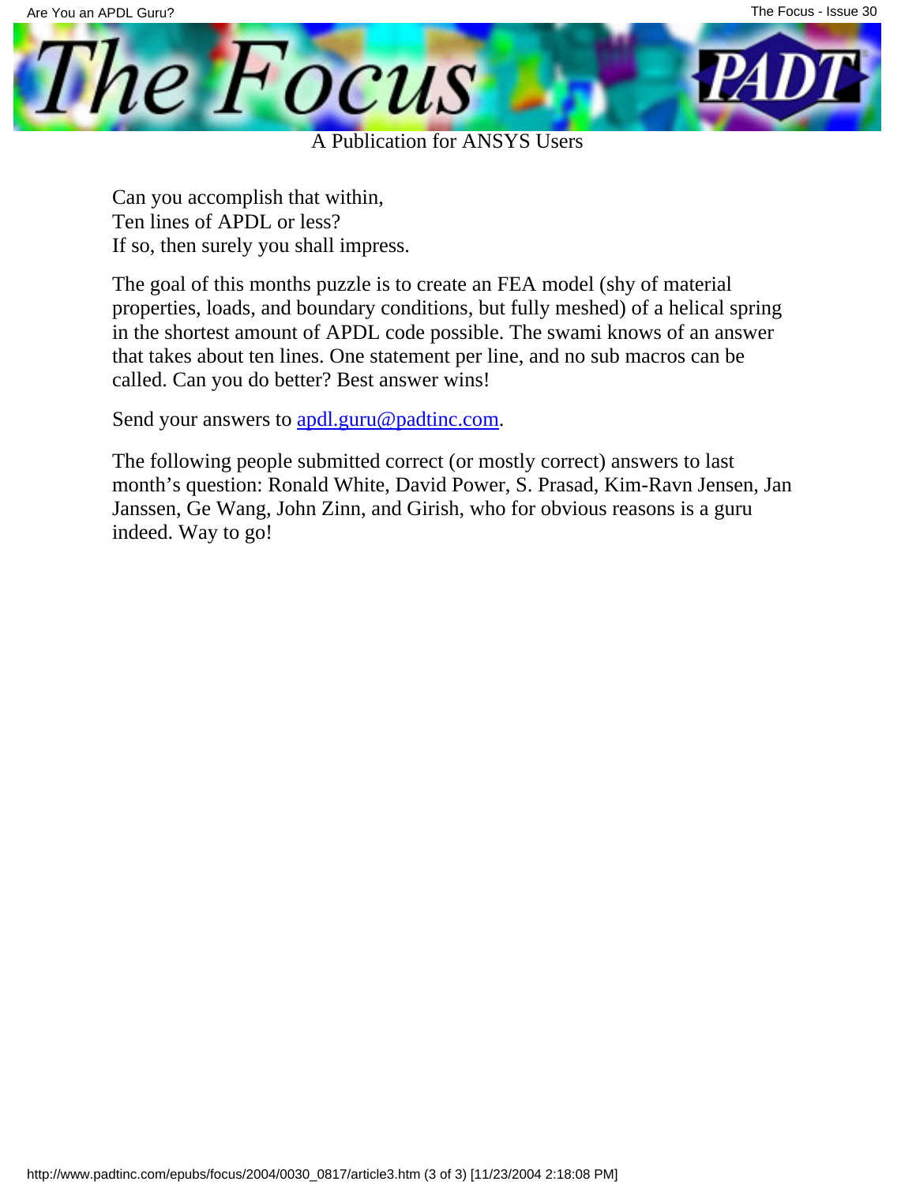Can you accomplish that within,
Ten lines of APDL or less?
If so, then surely you shall impress.

The goal of this months puzzle is to create an FEA model (shy of material properties, loads, and boundary conditions, but fully meshed) of a helical spring in the shortest amount of APDL code possible. The swami knows of an answer that takes about ten lines. One statement per line, and no sub macros can be called. Can you do better? Best answer wins!

Send your answers to [apdl.guru@padtinc.com](mailto:apdl.guru@padtinc.com).

The following people submitted correct (or mostly correct) answers to last month's question: Ronald White, David Power, S. Prasad, Kim-Ravn Jensen, Jan Janssen, Ge Wang, John Zinn, and Girish, who for obvious reasons is a guru indeed. Way to go!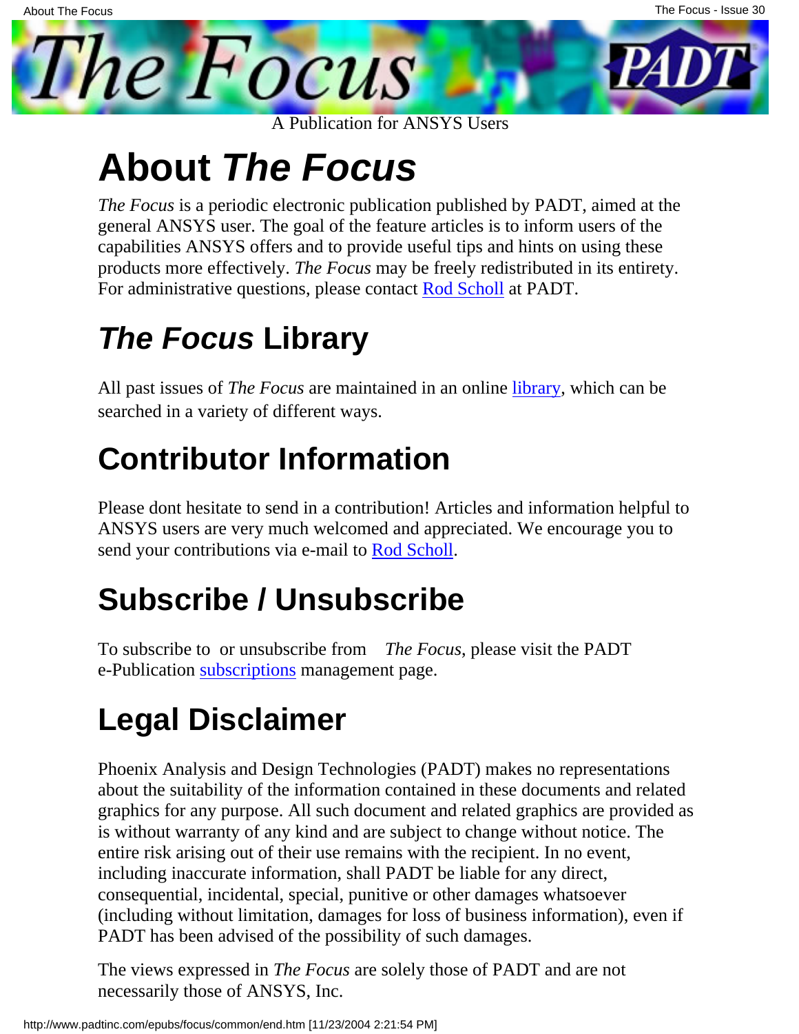A Publication for ANSYS Users

# About *The Focus*

*The Focus* is a periodic electronic publication published by PADT, aimed at the general ANSYS user. The goal of the feature articles is to inform users of the capabilities ANSYS offers and to provide useful tips and hints on using these products more effectively. *The Focus* may be freely redistributed in its entirety. For administrative questions, please contact Rod Scholl at PADT.

## *The Focus* Library

All past issues of *The Focus* are maintained in an online library, which can be searched in a variety of different ways.

## Contributor Information

Please dont hesitate to send in a contribution! Articles and information helpful to ANSYS users are very much welcomed and appreciated. We encourage you to send your contributions via e-mail to Rod Scholl.

## Subscribe / Unsubscribe

To subscribe to or unsubscribe from *The Focus*, please visit the PADT e-Publication subscriptions management page.

## Legal Disclaimer

Phoenix Analysis and Design Technologies (PADT) makes no representations about the suitability of the information contained in these documents and related graphics for any purpose. All such document and related graphics are provided as is without warranty of any kind and are subject to change without notice. The entire risk arising out of their use remains with the recipient. In no event, including inaccurate information, shall PADT be liable for any direct, consequential, incidental, special, punitive or other damages whatsoever (including without limitation, damages for loss of business information), even if PADT has been advised of the possibility of such damages.

The views expressed in *The Focus* are solely those of PADT and are not necessarily those of ANSYS, Inc.